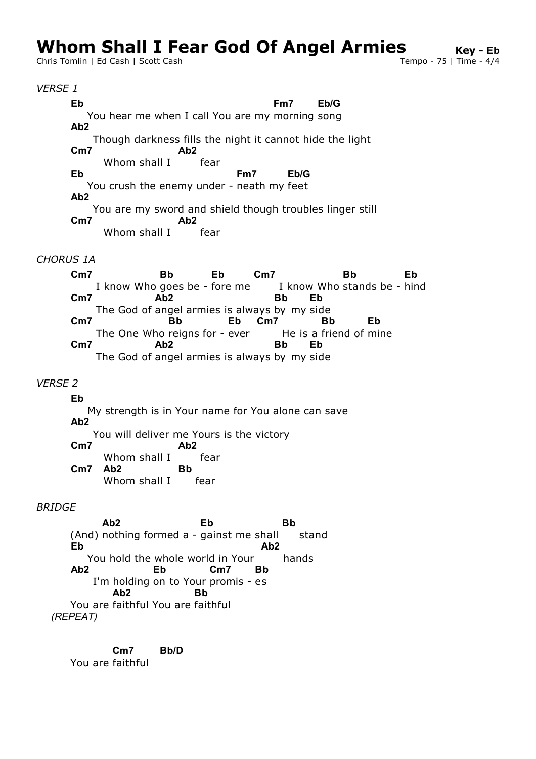# Whom Shall I Fear God Of Angel Armies

**Key - Eb**

Chris Tomlin | Ed Cash | Scott Cash

Tempo - 75 | Time - 4/4

*VERSE 1*

```
Eb                                              Fm7      Eb/G
   You hear me when I call You are my morning song
Ab2
   Though darkness fills the night it cannot hide the light
Cm7                 Ab2
      Whom shall I      fear
Eb                                       Fm7        Eb/G
   You crush the enemy under - neath my feet
Ab2
   You are my sword and shield though troubles linger still
Cm7                 Ab2
      Whom shall I      fear
```

*CHORUS 1A*

```
Cm7              Bb         Eb       Cm7              Bb           Eb
    I know Who goes be - fore me       I know Who stands be - hind
Cm7              Ab2                         Bb      Eb
    The God of angel armies is always by  my side
Cm7                 Bb          Eb    Cm7           Bb        Eb
    The One Who reigns for - ever        He is a friend of mine
Cm7              Ab2                         Bb      Eb
    The God of angel armies is always by  my side
```

*VERSE 2*

```
Eb
   My strength is in Your name for You alone can save
Ab2
   You will deliver me Yours is the victory
Cm7                 Ab2
      Whom shall I      fear
Cm7   Ab2           Bb
      Whom shall I      fear
```

*BRIDGE*

```
        Ab2                     Eb                  Bb
(And) nothing formed a - gainst me shall      stand
Eb                                          Ab2
   You hold the whole world in Your        hands
Ab2                Eb          Cm7        Bb
   I'm holding on to Your promis - es
        Ab2                Bb
You are faithful You are faithful
```

*(REPEAT)*

```
          Cm7        Bb/D
You are faithful
```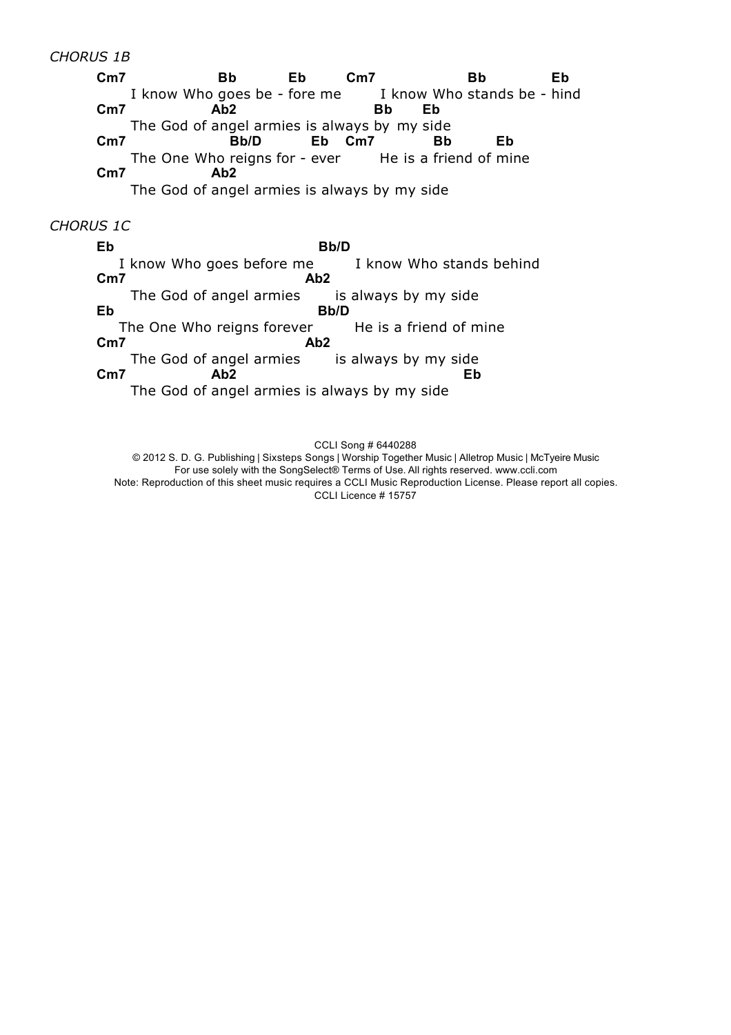*CHORUS 1B*

```
Cm7               Bb        Eb      Cm7               Bb          Eb
      I know Who goes be - fore me       I know Who stands be - hind
Cm7             Ab2                         Bb     Eb
      The God of angel armies is always by  my side
Cm7                Bb/D          Eb   Cm7          Bb         Eb
      The One Who reigns for - ever       He is a friend of mine
Cm7             Ab2
      The God of angel armies is always by my side
```

*CHORUS 1C*

```
Eb                               Bb/D
    I know Who goes before me        I know Who stands behind
Cm7                              Ab2
      The God of angel armies        is always by my side
Eb                               Bb/D
    The One Who reigns forever       He is a friend of mine
Cm7                              Ab2
      The God of angel armies        is always by my side
Cm7             Ab2                                    Eb
      The God of angel armies is always by my side
```

CCLI Song # 6440288
© 2012 S. D. G. Publishing | Sixsteps Songs | Worship Together Music | Alletrop Music | McTyeire Music
For use solely with the SongSelect® Terms of Use. All rights reserved. www.ccli.com
Note: Reproduction of this sheet music requires a CCLI Music Reproduction License. Please report all copies.
CCLI Licence # 15757